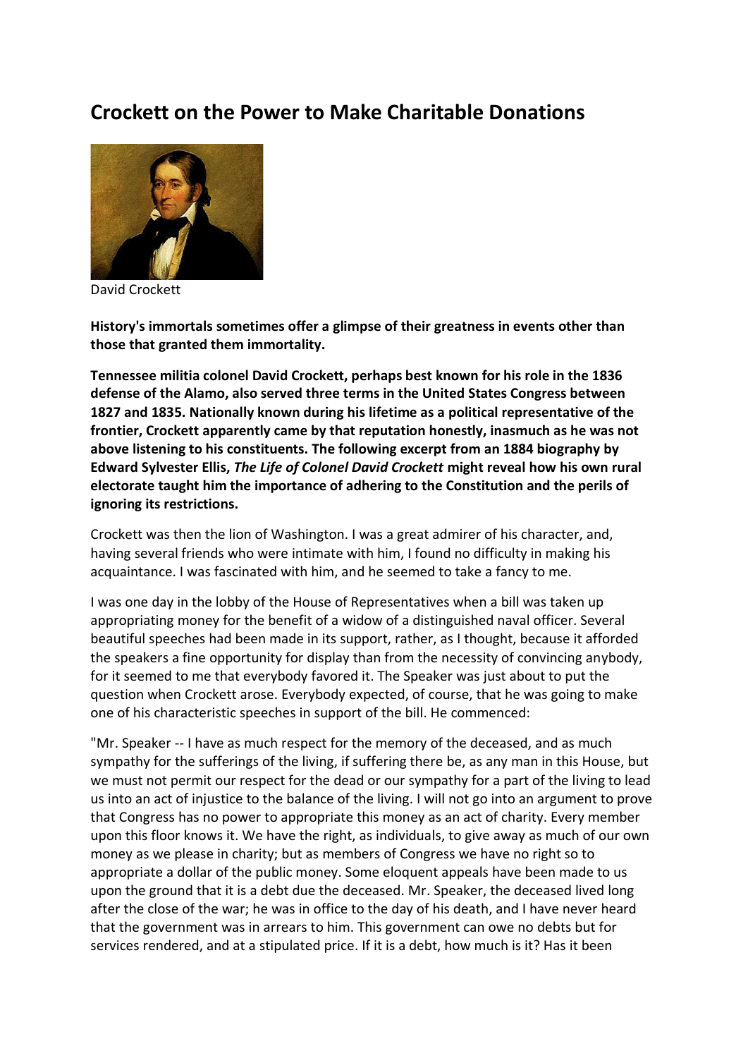# Crockett on the Power to Make Charitable Donations

David Crockett

**History's immortals sometimes offer a glimpse of their greatness in events other than those that granted them immortality.**

**Tennessee militia colonel David Crockett, perhaps best known for his role in the 1836 defense of the Alamo, also served three terms in the United States Congress between 1827 and 1835. Nationally known during his lifetime as a political representative of the frontier, Crockett apparently came by that reputation honestly, inasmuch as he was not above listening to his constituents. The following excerpt from an 1884 biography by Edward Sylvester Ellis, *The Life of Colonel David Crockett* might reveal how his own rural electorate taught him the importance of adhering to the Constitution and the perils of ignoring its restrictions.**

Crockett was then the lion of Washington. I was a great admirer of his character, and, having several friends who were intimate with him, I found no difficulty in making his acquaintance. I was fascinated with him, and he seemed to take a fancy to me.

I was one day in the lobby of the House of Representatives when a bill was taken up appropriating money for the benefit of a widow of a distinguished naval officer. Several beautiful speeches had been made in its support, rather, as I thought, because it afforded the speakers a fine opportunity for display than from the necessity of convincing anybody, for it seemed to me that everybody favored it. The Speaker was just about to put the question when Crockett arose. Everybody expected, of course, that he was going to make one of his characteristic speeches in support of the bill. He commenced:

"Mr. Speaker -- I have as much respect for the memory of the deceased, and as much sympathy for the sufferings of the living, if suffering there be, as any man in this House, but we must not permit our respect for the dead or our sympathy for a part of the living to lead us into an act of injustice to the balance of the living. I will not go into an argument to prove that Congress has no power to appropriate this money as an act of charity. Every member upon this floor knows it. We have the right, as individuals, to give away as much of our own money as we please in charity; but as members of Congress we have no right so to appropriate a dollar of the public money. Some eloquent appeals have been made to us upon the ground that it is a debt due the deceased. Mr. Speaker, the deceased lived long after the close of the war; he was in office to the day of his death, and I have never heard that the government was in arrears to him. This government can owe no debts but for services rendered, and at a stipulated price. If it is a debt, how much is it? Has it been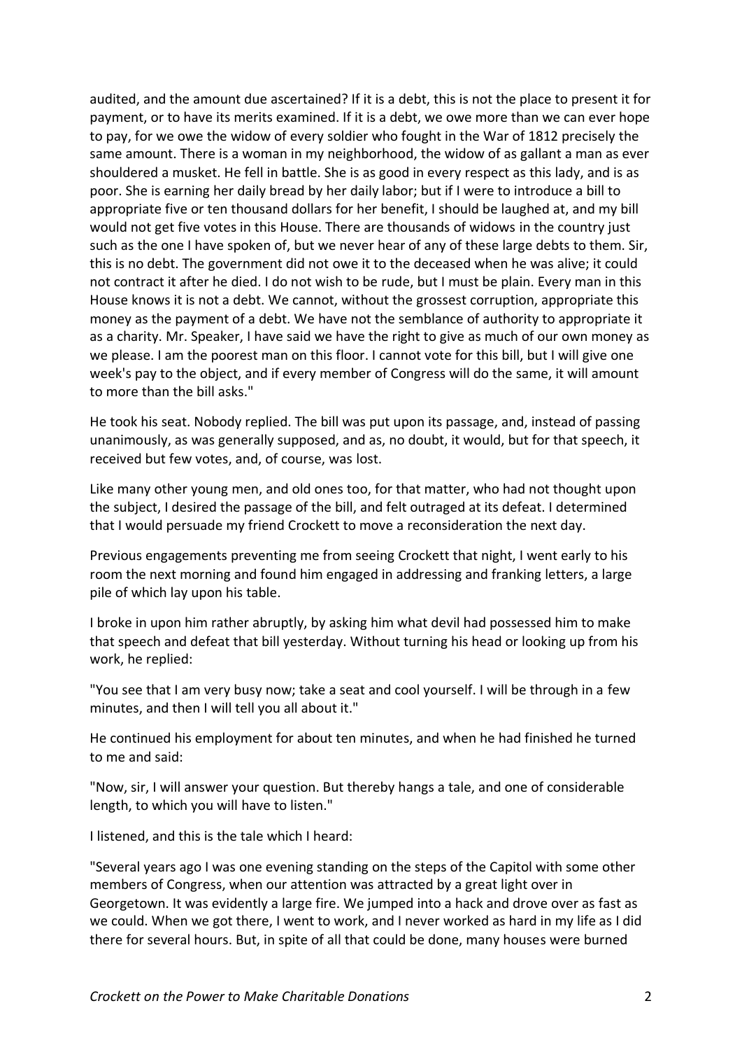audited, and the amount due ascertained? If it is a debt, this is not the place to present it for payment, or to have its merits examined. If it is a debt, we owe more than we can ever hope to pay, for we owe the widow of every soldier who fought in the War of 1812 precisely the same amount. There is a woman in my neighborhood, the widow of as gallant a man as ever shouldered a musket. He fell in battle. She is as good in every respect as this lady, and is as poor. She is earning her daily bread by her daily labor; but if I were to introduce a bill to appropriate five or ten thousand dollars for her benefit, I should be laughed at, and my bill would not get five votes in this House. There are thousands of widows in the country just such as the one I have spoken of, but we never hear of any of these large debts to them. Sir, this is no debt. The government did not owe it to the deceased when he was alive; it could not contract it after he died. I do not wish to be rude, but I must be plain. Every man in this House knows it is not a debt. We cannot, without the grossest corruption, appropriate this money as the payment of a debt. We have not the semblance of authority to appropriate it as a charity. Mr. Speaker, I have said we have the right to give as much of our own money as we please. I am the poorest man on this floor. I cannot vote for this bill, but I will give one week's pay to the object, and if every member of Congress will do the same, it will amount to more than the bill asks."

He took his seat. Nobody replied. The bill was put upon its passage, and, instead of passing unanimously, as was generally supposed, and as, no doubt, it would, but for that speech, it received but few votes, and, of course, was lost.

Like many other young men, and old ones too, for that matter, who had not thought upon the subject, I desired the passage of the bill, and felt outraged at its defeat. I determined that I would persuade my friend Crockett to move a reconsideration the next day.

Previous engagements preventing me from seeing Crockett that night, I went early to his room the next morning and found him engaged in addressing and franking letters, a large pile of which lay upon his table.

I broke in upon him rather abruptly, by asking him what devil had possessed him to make that speech and defeat that bill yesterday. Without turning his head or looking up from his work, he replied:

"You see that I am very busy now; take a seat and cool yourself. I will be through in a few minutes, and then I will tell you all about it."

He continued his employment for about ten minutes, and when he had finished he turned to me and said:

"Now, sir, I will answer your question. But thereby hangs a tale, and one of considerable length, to which you will have to listen."

I listened, and this is the tale which I heard:

"Several years ago I was one evening standing on the steps of the Capitol with some other members of Congress, when our attention was attracted by a great light over in Georgetown. It was evidently a large fire. We jumped into a hack and drove over as fast as we could. When we got there, I went to work, and I never worked as hard in my life as I did there for several hours. But, in spite of all that could be done, many houses were burned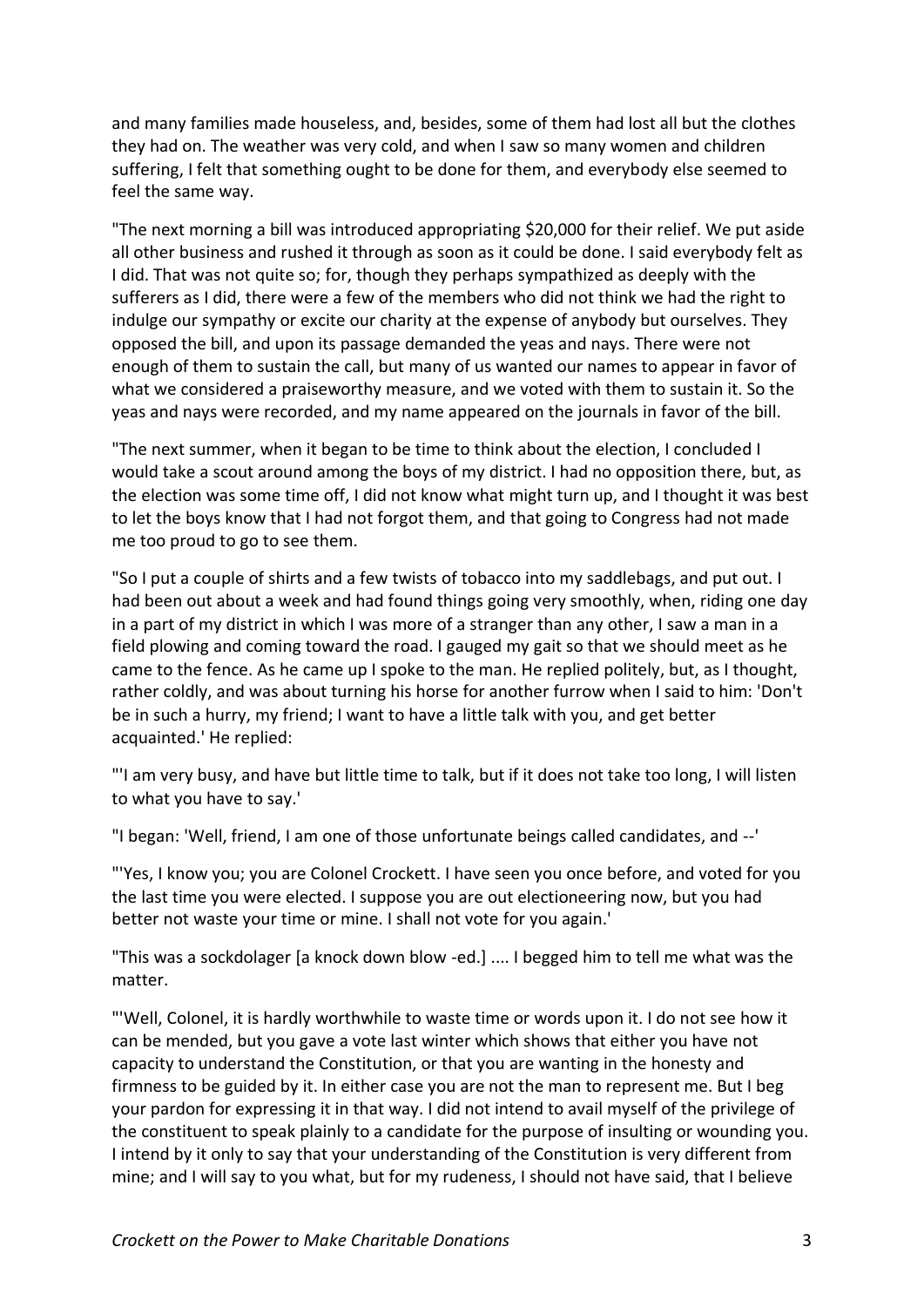and many families made houseless, and, besides, some of them had lost all but the clothes they had on. The weather was very cold, and when I saw so many women and children suffering, I felt that something ought to be done for them, and everybody else seemed to feel the same way.

"The next morning a bill was introduced appropriating $20,000 for their relief. We put aside all other business and rushed it through as soon as it could be done. I said everybody felt as I did. That was not quite so; for, though they perhaps sympathized as deeply with the sufferers as I did, there were a few of the members who did not think we had the right to indulge our sympathy or excite our charity at the expense of anybody but ourselves. They opposed the bill, and upon its passage demanded the yeas and nays. There were not enough of them to sustain the call, but many of us wanted our names to appear in favor of what we considered a praiseworthy measure, and we voted with them to sustain it. So the yeas and nays were recorded, and my name appeared on the journals in favor of the bill.

"The next summer, when it began to be time to think about the election, I concluded I would take a scout around among the boys of my district. I had no opposition there, but, as the election was some time off, I did not know what might turn up, and I thought it was best to let the boys know that I had not forgot them, and that going to Congress had not made me too proud to go to see them.

"So I put a couple of shirts and a few twists of tobacco into my saddlebags, and put out. I had been out about a week and had found things going very smoothly, when, riding one day in a part of my district in which I was more of a stranger than any other, I saw a man in a field plowing and coming toward the road. I gauged my gait so that we should meet as he came to the fence. As he came up I spoke to the man. He replied politely, but, as I thought, rather coldly, and was about turning his horse for another furrow when I said to him: 'Don't be in such a hurry, my friend; I want to have a little talk with you, and get better acquainted.' He replied:

"'I am very busy, and have but little time to talk, but if it does not take too long, I will listen to what you have to say.'

"I began: 'Well, friend, I am one of those unfortunate beings called candidates, and --'

"'Yes, I know you; you are Colonel Crockett. I have seen you once before, and voted for you the last time you were elected. I suppose you are out electioneering now, but you had better not waste your time or mine. I shall not vote for you again.'

"This was a sockdolager [a knock down blow -ed.] .... I begged him to tell me what was the matter.

"'Well, Colonel, it is hardly worthwhile to waste time or words upon it. I do not see how it can be mended, but you gave a vote last winter which shows that either you have not capacity to understand the Constitution, or that you are wanting in the honesty and firmness to be guided by it. In either case you are not the man to represent me. But I beg your pardon for expressing it in that way. I did not intend to avail myself of the privilege of the constituent to speak plainly to a candidate for the purpose of insulting or wounding you. I intend by it only to say that your understanding of the Constitution is very different from mine; and I will say to you what, but for my rudeness, I should not have said, that I believe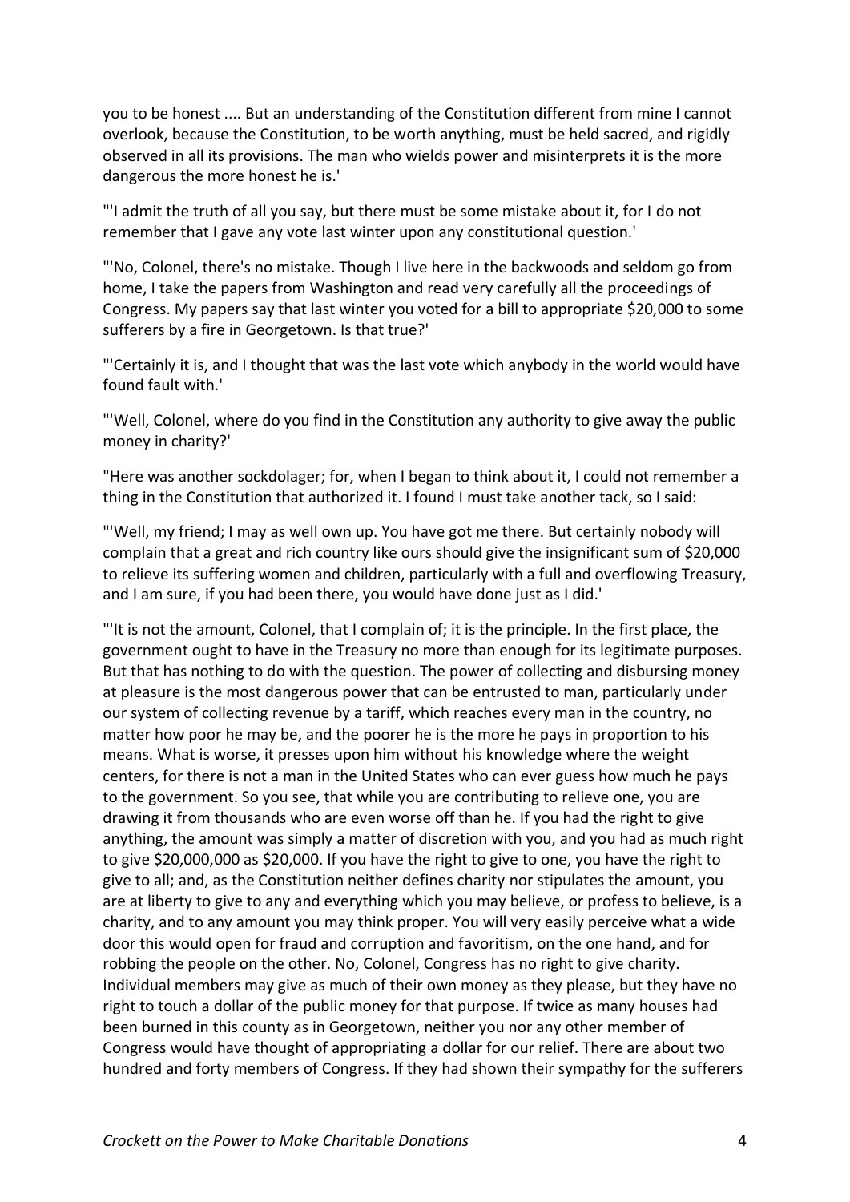you to be honest .... But an understanding of the Constitution different from mine I cannot overlook, because the Constitution, to be worth anything, must be held sacred, and rigidly observed in all its provisions. The man who wields power and misinterprets it is the more dangerous the more honest he is.'

"'I admit the truth of all you say, but there must be some mistake about it, for I do not remember that I gave any vote last winter upon any constitutional question.'

"'No, Colonel, there's no mistake. Though I live here in the backwoods and seldom go from home, I take the papers from Washington and read very carefully all the proceedings of Congress. My papers say that last winter you voted for a bill to appropriate $20,000 to some sufferers by a fire in Georgetown. Is that true?'

"'Certainly it is, and I thought that was the last vote which anybody in the world would have found fault with.'

"'Well, Colonel, where do you find in the Constitution any authority to give away the public money in charity?'

"Here was another sockdolager; for, when I began to think about it, I could not remember a thing in the Constitution that authorized it. I found I must take another tack, so I said:

"'Well, my friend; I may as well own up. You have got me there. But certainly nobody will complain that a great and rich country like ours should give the insignificant sum of $20,000 to relieve its suffering women and children, particularly with a full and overflowing Treasury, and I am sure, if you had been there, you would have done just as I did.'

"'It is not the amount, Colonel, that I complain of; it is the principle. In the first place, the government ought to have in the Treasury no more than enough for its legitimate purposes. But that has nothing to do with the question. The power of collecting and disbursing money at pleasure is the most dangerous power that can be entrusted to man, particularly under our system of collecting revenue by a tariff, which reaches every man in the country, no matter how poor he may be, and the poorer he is the more he pays in proportion to his means. What is worse, it presses upon him without his knowledge where the weight centers, for there is not a man in the United States who can ever guess how much he pays to the government. So you see, that while you are contributing to relieve one, you are drawing it from thousands who are even worse off than he. If you had the right to give anything, the amount was simply a matter of discretion with you, and you had as much right to give $20,000,000 as $20,000. If you have the right to give to one, you have the right to give to all; and, as the Constitution neither defines charity nor stipulates the amount, you are at liberty to give to any and everything which you may believe, or profess to believe, is a charity, and to any amount you may think proper. You will very easily perceive what a wide door this would open for fraud and corruption and favoritism, on the one hand, and for robbing the people on the other. No, Colonel, Congress has no right to give charity. Individual members may give as much of their own money as they please, but they have no right to touch a dollar of the public money for that purpose. If twice as many houses had been burned in this county as in Georgetown, neither you nor any other member of Congress would have thought of appropriating a dollar for our relief. There are about two hundred and forty members of Congress. If they had shown their sympathy for the sufferers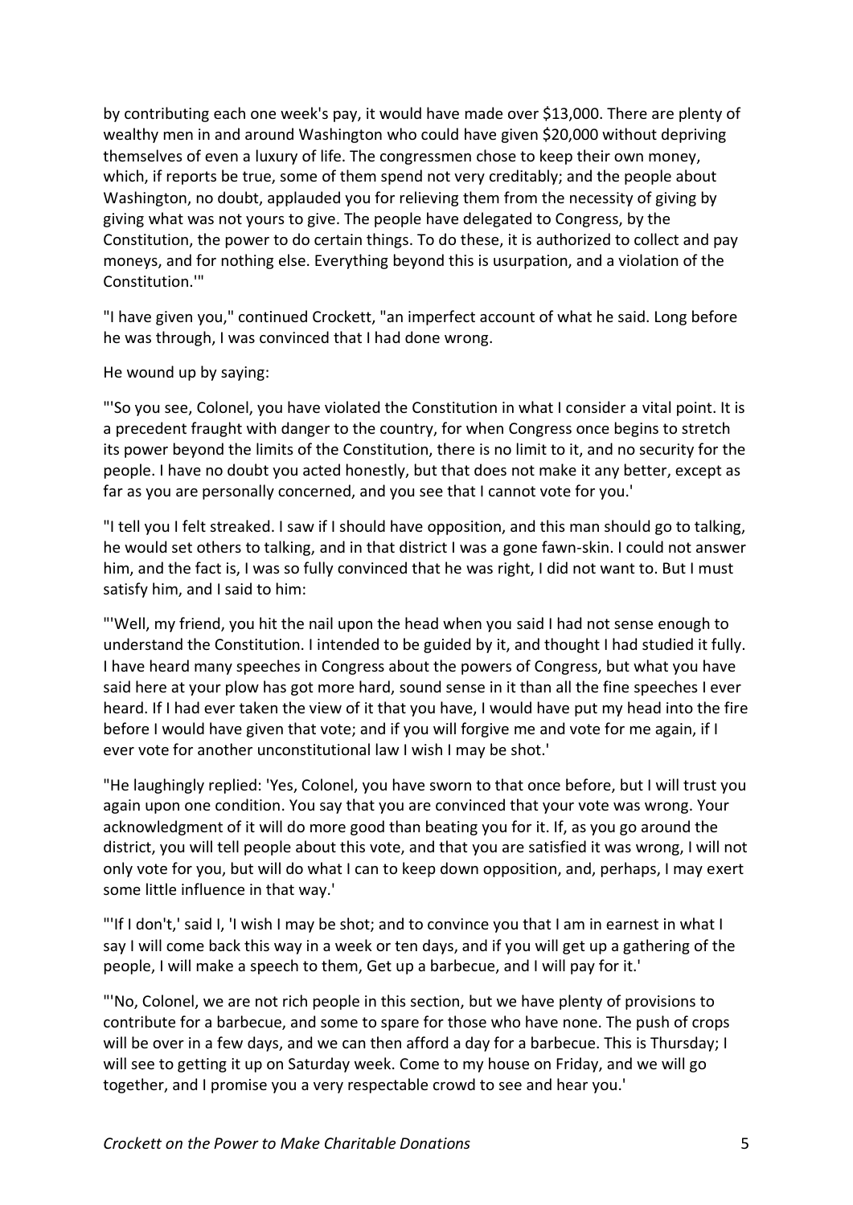by contributing each one week's pay, it would have made over $13,000. There are plenty of wealthy men in and around Washington who could have given $20,000 without depriving themselves of even a luxury of life. The congressmen chose to keep their own money, which, if reports be true, some of them spend not very creditably; and the people about Washington, no doubt, applauded you for relieving them from the necessity of giving by giving what was not yours to give. The people have delegated to Congress, by the Constitution, the power to do certain things. To do these, it is authorized to collect and pay moneys, and for nothing else. Everything beyond this is usurpation, and a violation of the Constitution.'"

"I have given you," continued Crockett, "an imperfect account of what he said. Long before he was through, I was convinced that I had done wrong.

He wound up by saying:

"'So you see, Colonel, you have violated the Constitution in what I consider a vital point. It is a precedent fraught with danger to the country, for when Congress once begins to stretch its power beyond the limits of the Constitution, there is no limit to it, and no security for the people. I have no doubt you acted honestly, but that does not make it any better, except as far as you are personally concerned, and you see that I cannot vote for you.'

"I tell you I felt streaked. I saw if I should have opposition, and this man should go to talking, he would set others to talking, and in that district I was a gone fawn-skin. I could not answer him, and the fact is, I was so fully convinced that he was right, I did not want to. But I must satisfy him, and I said to him:

"'Well, my friend, you hit the nail upon the head when you said I had not sense enough to understand the Constitution. I intended to be guided by it, and thought I had studied it fully. I have heard many speeches in Congress about the powers of Congress, but what you have said here at your plow has got more hard, sound sense in it than all the fine speeches I ever heard. If I had ever taken the view of it that you have, I would have put my head into the fire before I would have given that vote; and if you will forgive me and vote for me again, if I ever vote for another unconstitutional law I wish I may be shot.'

"He laughingly replied: 'Yes, Colonel, you have sworn to that once before, but I will trust you again upon one condition. You say that you are convinced that your vote was wrong. Your acknowledgment of it will do more good than beating you for it. If, as you go around the district, you will tell people about this vote, and that you are satisfied it was wrong, I will not only vote for you, but will do what I can to keep down opposition, and, perhaps, I may exert some little influence in that way.'

"'If I don't,' said I, 'I wish I may be shot; and to convince you that I am in earnest in what I say I will come back this way in a week or ten days, and if you will get up a gathering of the people, I will make a speech to them, Get up a barbecue, and I will pay for it.'

"'No, Colonel, we are not rich people in this section, but we have plenty of provisions to contribute for a barbecue, and some to spare for those who have none. The push of crops will be over in a few days, and we can then afford a day for a barbecue. This is Thursday; I will see to getting it up on Saturday week. Come to my house on Friday, and we will go together, and I promise you a very respectable crowd to see and hear you.'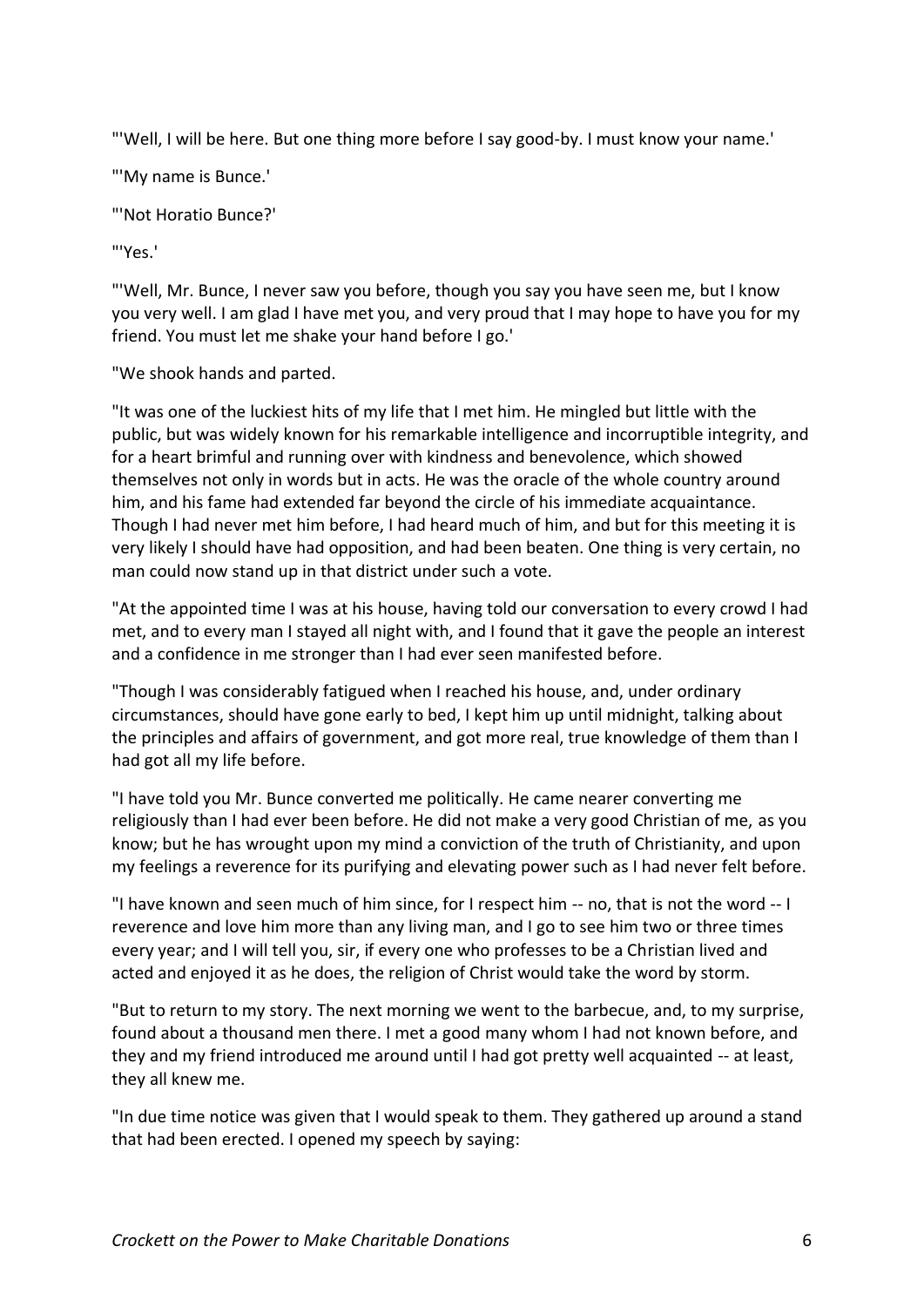"'Well, I will be here. But one thing more before I say good-by. I must know your name.'

"'My name is Bunce.'

"'Not Horatio Bunce?'

"'Yes.'

"'Well, Mr. Bunce, I never saw you before, though you say you have seen me, but I know you very well. I am glad I have met you, and very proud that I may hope to have you for my friend. You must let me shake your hand before I go.'

"We shook hands and parted.

"It was one of the luckiest hits of my life that I met him. He mingled but little with the public, but was widely known for his remarkable intelligence and incorruptible integrity, and for a heart brimful and running over with kindness and benevolence, which showed themselves not only in words but in acts. He was the oracle of the whole country around him, and his fame had extended far beyond the circle of his immediate acquaintance. Though I had never met him before, I had heard much of him, and but for this meeting it is very likely I should have had opposition, and had been beaten. One thing is very certain, no man could now stand up in that district under such a vote.

"At the appointed time I was at his house, having told our conversation to every crowd I had met, and to every man I stayed all night with, and I found that it gave the people an interest and a confidence in me stronger than I had ever seen manifested before.

"Though I was considerably fatigued when I reached his house, and, under ordinary circumstances, should have gone early to bed, I kept him up until midnight, talking about the principles and affairs of government, and got more real, true knowledge of them than I had got all my life before.

"I have told you Mr. Bunce converted me politically. He came nearer converting me religiously than I had ever been before. He did not make a very good Christian of me, as you know; but he has wrought upon my mind a conviction of the truth of Christianity, and upon my feelings a reverence for its purifying and elevating power such as I had never felt before.

"I have known and seen much of him since, for I respect him -- no, that is not the word -- I reverence and love him more than any living man, and I go to see him two or three times every year; and I will tell you, sir, if every one who professes to be a Christian lived and acted and enjoyed it as he does, the religion of Christ would take the word by storm.

"But to return to my story. The next morning we went to the barbecue, and, to my surprise, found about a thousand men there. I met a good many whom I had not known before, and they and my friend introduced me around until I had got pretty well acquainted -- at least, they all knew me.

"In due time notice was given that I would speak to them. They gathered up around a stand that had been erected. I opened my speech by saying: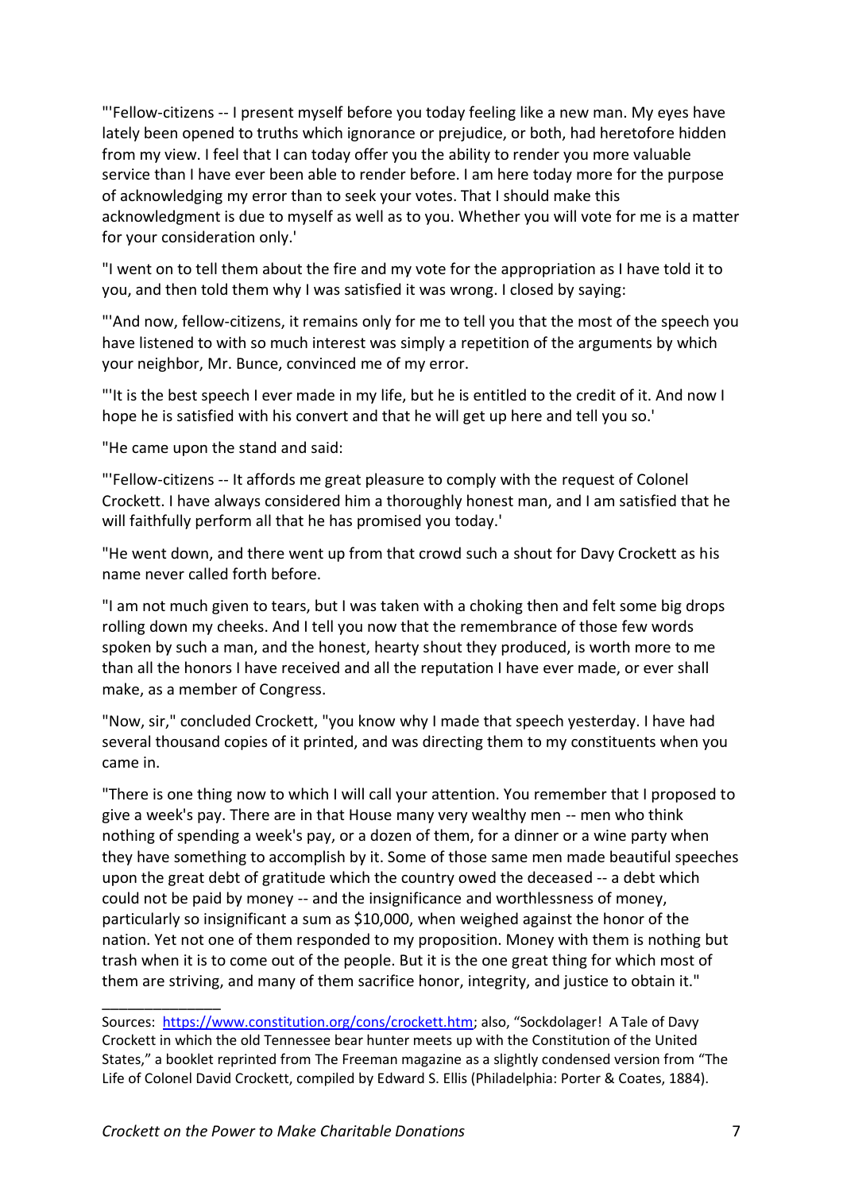"'Fellow-citizens -- I present myself before you today feeling like a new man. My eyes have lately been opened to truths which ignorance or prejudice, or both, had heretofore hidden from my view. I feel that I can today offer you the ability to render you more valuable service than I have ever been able to render before. I am here today more for the purpose of acknowledging my error than to seek your votes. That I should make this acknowledgment is due to myself as well as to you. Whether you will vote for me is a matter for your consideration only.'

"I went on to tell them about the fire and my vote for the appropriation as I have told it to you, and then told them why I was satisfied it was wrong. I closed by saying:

"'And now, fellow-citizens, it remains only for me to tell you that the most of the speech you have listened to with so much interest was simply a repetition of the arguments by which your neighbor, Mr. Bunce, convinced me of my error.

"'It is the best speech I ever made in my life, but he is entitled to the credit of it. And now I hope he is satisfied with his convert and that he will get up here and tell you so.'

"He came upon the stand and said:

"'Fellow-citizens -- It affords me great pleasure to comply with the request of Colonel Crockett. I have always considered him a thoroughly honest man, and I am satisfied that he will faithfully perform all that he has promised you today.'

"He went down, and there went up from that crowd such a shout for Davy Crockett as his name never called forth before.

"I am not much given to tears, but I was taken with a choking then and felt some big drops rolling down my cheeks. And I tell you now that the remembrance of those few words spoken by such a man, and the honest, hearty shout they produced, is worth more to me than all the honors I have received and all the reputation I have ever made, or ever shall make, as a member of Congress.

"Now, sir," concluded Crockett, "you know why I made that speech yesterday. I have had several thousand copies of it printed, and was directing them to my constituents when you came in.

"There is one thing now to which I will call your attention. You remember that I proposed to give a week's pay. There are in that House many very wealthy men -- men who think nothing of spending a week's pay, or a dozen of them, for a dinner or a wine party when they have something to accomplish by it. Some of those same men made beautiful speeches upon the great debt of gratitude which the country owed the deceased -- a debt which could not be paid by money -- and the insignificance and worthlessness of money, particularly so insignificant a sum as $10,000, when weighed against the honor of the nation. Yet not one of them responded to my proposition. Money with them is nothing but trash when it is to come out of the people. But it is the one great thing for which most of them are striving, and many of them sacrifice honor, integrity, and justice to obtain it."

---

Sources: https://www.constitution.org/cons/crockett.htm; also, "Sockdolager! A Tale of Davy Crockett in which the old Tennessee bear hunter meets up with the Constitution of the United States," a booklet reprinted from The Freeman magazine as a slightly condensed version from "The Life of Colonel David Crockett, compiled by Edward S. Ellis (Philadelphia: Porter & Coates, 1884).